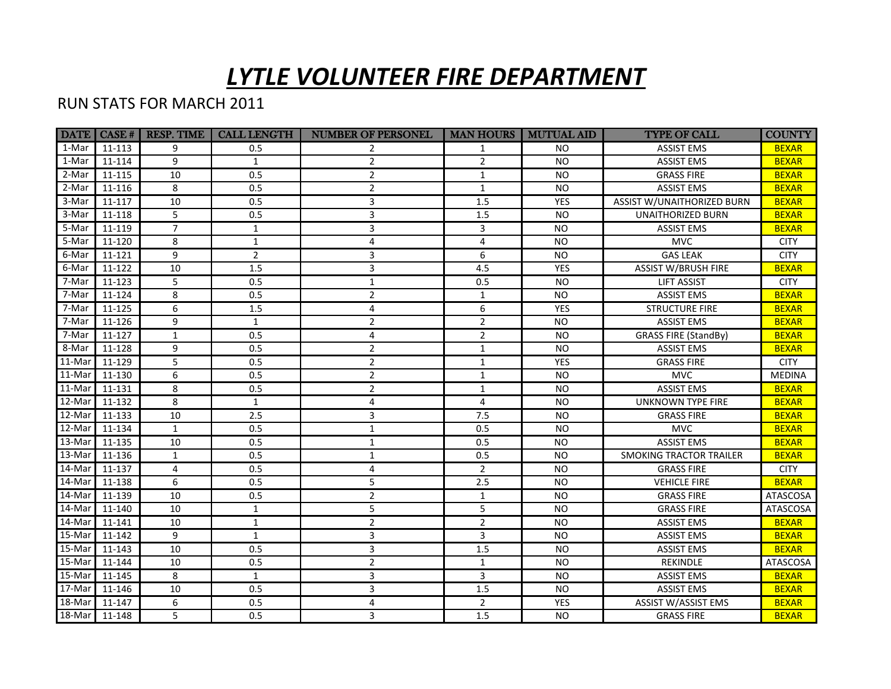# *LYTLE VOLUNTEER FIRE DEPARTMENT*

RUN STATS FOR MARCH 2011

| DATE | CASE # | RESP. TIME | CALL LENGTH | NUMBER OF PERSONEL | MAN HOURS | MUTUAL AID | TYPE OF CALL | COUNTY |
|---|---|---|---|---|---|---|---|---|
| 1-Mar | 11-113 | 9 | 0.5 | 2 | 1 | NO | ASSIST EMS | BEXAR |
| 1-Mar | 11-114 | 9 | 1 | 2 | 2 | NO | ASSIST EMS | BEXAR |
| 2-Mar | 11-115 | 10 | 0.5 | 2 | 1 | NO | GRASS FIRE | BEXAR |
| 2-Mar | 11-116 | 8 | 0.5 | 2 | 1 | NO | ASSIST EMS | BEXAR |
| 3-Mar | 11-117 | 10 | 0.5 | 3 | 1.5 | YES | ASSIST W/UNAITHORIZED BURN | BEXAR |
| 3-Mar | 11-118 | 5 | 0.5 | 3 | 1.5 | NO | UNAITHORIZED BURN | BEXAR |
| 5-Mar | 11-119 | 7 | 1 | 3 | 3 | NO | ASSIST EMS | BEXAR |
| 5-Mar | 11-120 | 8 | 1 | 4 | 4 | NO | MVC | CITY |
| 6-Mar | 11-121 | 9 | 2 | 3 | 6 | NO | GAS LEAK | CITY |
| 6-Mar | 11-122 | 10 | 1.5 | 3 | 4.5 | YES | ASSIST W/BRUSH FIRE | BEXAR |
| 7-Mar | 11-123 | 5 | 0.5 | 1 | 0.5 | NO | LIFT ASSIST | CITY |
| 7-Mar | 11-124 | 8 | 0.5 | 2 | 1 | NO | ASSIST EMS | BEXAR |
| 7-Mar | 11-125 | 6 | 1.5 | 4 | 6 | YES | STRUCTURE FIRE | BEXAR |
| 7-Mar | 11-126 | 9 | 1 | 2 | 2 | NO | ASSIST EMS | BEXAR |
| 7-Mar | 11-127 | 1 | 0.5 | 4 | 2 | NO | GRASS FIRE (StandBy) | BEXAR |
| 8-Mar | 11-128 | 9 | 0.5 | 2 | 1 | NO | ASSIST EMS | BEXAR |
| 11-Mar | 11-129 | 5 | 0.5 | 2 | 1 | YES | GRASS FIRE | CITY |
| 11-Mar | 11-130 | 6 | 0.5 | 2 | 1 | NO | MVC | MEDINA |
| 11-Mar | 11-131 | 8 | 0.5 | 2 | 1 | NO | ASSIST EMS | BEXAR |
| 12-Mar | 11-132 | 8 | 1 | 4 | 4 | NO | UNKNOWN TYPE FIRE | BEXAR |
| 12-Mar | 11-133 | 10 | 2.5 | 3 | 7.5 | NO | GRASS FIRE | BEXAR |
| 12-Mar | 11-134 | 1 | 0.5 | 1 | 0.5 | NO | MVC | BEXAR |
| 13-Mar | 11-135 | 10 | 0.5 | 1 | 0.5 | NO | ASSIST EMS | BEXAR |
| 13-Mar | 11-136 | 1 | 0.5 | 1 | 0.5 | NO | SMOKING TRACTOR TRAILER | BEXAR |
| 14-Mar | 11-137 | 4 | 0.5 | 4 | 2 | NO | GRASS FIRE | CITY |
| 14-Mar | 11-138 | 6 | 0.5 | 5 | 2.5 | NO | VEHICLE FIRE | BEXAR |
| 14-Mar | 11-139 | 10 | 0.5 | 2 | 1 | NO | GRASS FIRE | ATASCOSA |
| 14-Mar | 11-140 | 10 | 1 | 5 | 5 | NO | GRASS FIRE | ATASCOSA |
| 14-Mar | 11-141 | 10 | 1 | 2 | 2 | NO | ASSIST EMS | BEXAR |
| 15-Mar | 11-142 | 9 | 1 | 3 | 3 | NO | ASSIST EMS | BEXAR |
| 15-Mar | 11-143 | 10 | 0.5 | 3 | 1.5 | NO | ASSIST EMS | BEXAR |
| 15-Mar | 11-144 | 10 | 0.5 | 2 | 1 | NO | REKINDLE | ATASCOSA |
| 15-Mar | 11-145 | 8 | 1 | 3 | 3 | NO | ASSIST EMS | BEXAR |
| 17-Mar | 11-146 | 10 | 0.5 | 3 | 1.5 | NO | ASSIST EMS | BEXAR |
| 18-Mar | 11-147 | 6 | 0.5 | 4 | 2 | YES | ASSIST W/ASSIST EMS | BEXAR |
| 18-Mar | 11-148 | 5 | 0.5 | 3 | 1.5 | NO | GRASS FIRE | BEXAR |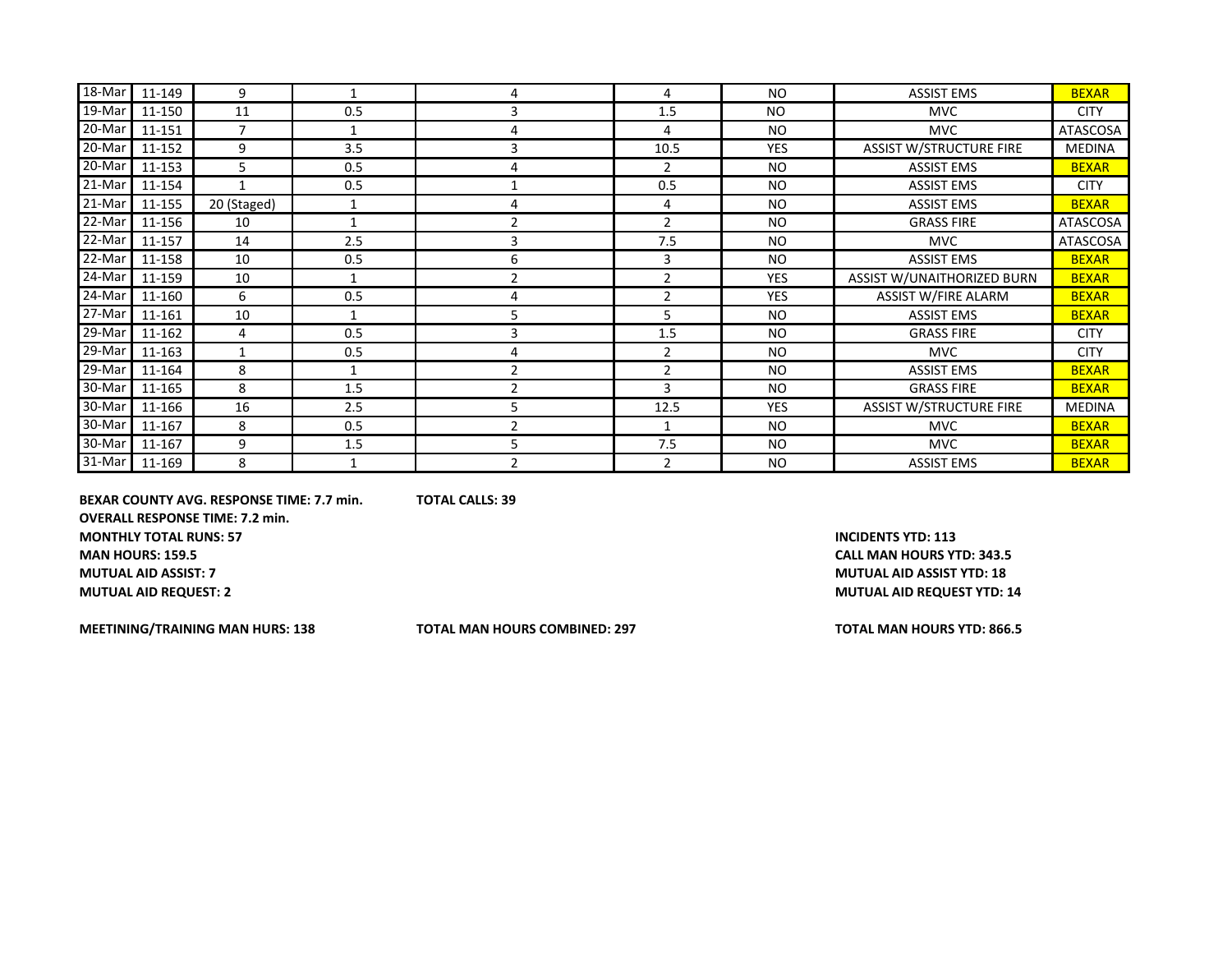| | | | | | | | | | |
|---|---|---|---|---|---|---|---|---|---|
| 18-Mar | 11-149 | 9 | 1 | 4 | 4 | NO | ASSIST EMS | BEXAR |
| 19-Mar | 11-150 | 11 | 0.5 | 3 | 1.5 | NO | MVC | CITY |
| 20-Mar | 11-151 | 7 | 1 | 4 | 4 | NO | MVC | ATASCOSA |
| 20-Mar | 11-152 | 9 | 3.5 | 3 | 10.5 | YES | ASSIST W/STRUCTURE FIRE | MEDINA |
| 20-Mar | 11-153 | 5 | 0.5 | 4 | 2 | NO | ASSIST EMS | BEXAR |
| 21-Mar | 11-154 | 1 | 0.5 | 1 | 0.5 | NO | ASSIST EMS | CITY |
| 21-Mar | 11-155 | 20 (Staged) | 1 | 4 | 4 | NO | ASSIST EMS | BEXAR |
| 22-Mar | 11-156 | 10 | 1 | 2 | 2 | NO | GRASS FIRE | ATASCOSA |
| 22-Mar | 11-157 | 14 | 2.5 | 3 | 7.5 | NO | MVC | ATASCOSA |
| 22-Mar | 11-158 | 10 | 0.5 | 6 | 3 | NO | ASSIST EMS | BEXAR |
| 24-Mar | 11-159 | 10 | 1 | 2 | 2 | YES | ASSIST W/UNAITHORIZED BURN | BEXAR |
| 24-Mar | 11-160 | 6 | 0.5 | 4 | 2 | YES | ASSIST W/FIRE ALARM | BEXAR |
| 27-Mar | 11-161 | 10 | 1 | 5 | 5 | NO | ASSIST EMS | BEXAR |
| 29-Mar | 11-162 | 4 | 0.5 | 3 | 1.5 | NO | GRASS FIRE | CITY |
| 29-Mar | 11-163 | 1 | 0.5 | 4 | 2 | NO | MVC | CITY |
| 29-Mar | 11-164 | 8 | 1 | 2 | 2 | NO | ASSIST EMS | BEXAR |
| 30-Mar | 11-165 | 8 | 1.5 | 2 | 3 | NO | GRASS FIRE | BEXAR |
| 30-Mar | 11-166 | 16 | 2.5 | 5 | 12.5 | YES | ASSIST W/STRUCTURE FIRE | MEDINA |
| 30-Mar | 11-167 | 8 | 0.5 | 2 | 1 | NO | MVC | BEXAR |
| 30-Mar | 11-167 | 9 | 1.5 | 5 | 7.5 | NO | MVC | BEXAR |
| 31-Mar | 11-169 | 8 | 1 | 2 | 2 | NO | ASSIST EMS | BEXAR |

**BEXAR COUNTY AVG. RESPONSE TIME: 7.7 min.** **TOTAL CALLS: 39**

**OVERALL RESPONSE TIME: 7.2 min.**

**MONTHLY TOTAL RUNS: 57**

**MAN HOURS: 159.5**

**MUTUAL AID ASSIST: 7**

**MUTUAL AID REQUEST: 2**

**INCIDENTS YTD: 113**

**CALL MAN HOURS YTD: 343.5**

**MUTUAL AID ASSIST YTD: 18**

**MUTUAL AID REQUEST YTD: 14**

**MEETINING/TRAINING MAN HURS: 138** **TOTAL MAN HOURS COMBINED: 297** **TOTAL MAN HOURS YTD: 866.5**